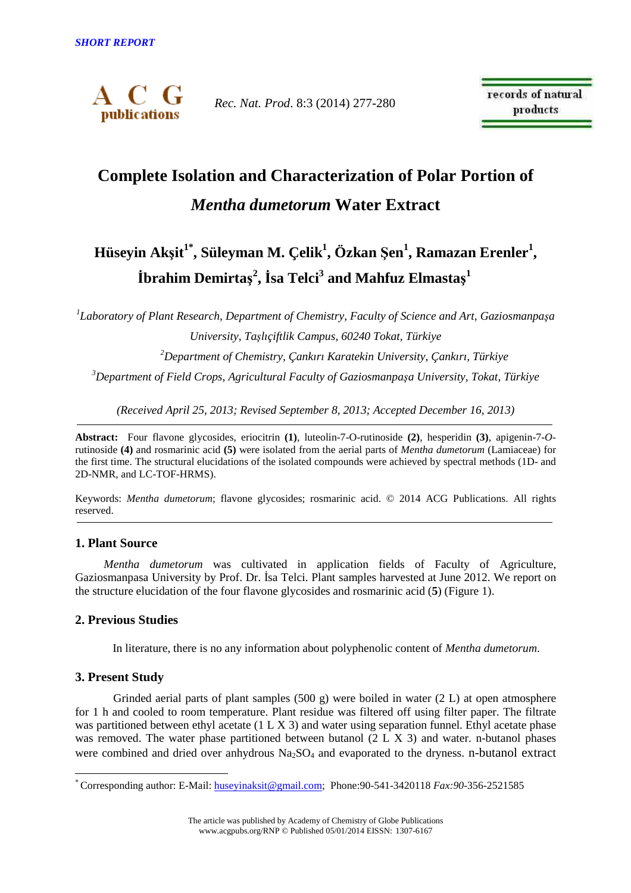SHORT REPORT

# Complete Isolation and Characterization of Polar Portion of *Mentha dumetorum* Water Extract

**Hüseyin Akşit[1*], Süleyman M. Çelik[1], Özkan Şen[1], Ramazan Erenler[1], İbrahim Demirtaş[2], İsa Telci[3] and Mahfuz Elmastaş[1]**

*[1]Laboratory of Plant Research, Department of Chemistry, Faculty of Science and Art, Gaziosmanpaşa University, Taşlıçiftlik Campus, 60240 Tokat, Türkiye*

*[2]Department of Chemistry, Çankırı Karatekin University, Çankırı, Türkiye*

*[3]Department of Field Crops, Agricultural Faculty of Gaziosmanpaşa University, Tokat, Türkiye*

*(Received April 25, 2013; Revised September 8, 2013; Accepted December 16, 2013)*

**Abstract:** Four flavone glycosides, eriocitrin **(1)**, luteolin-7-O-rutinoside **(2)**, hesperidin **(3)**, apigenin-7-*O*-rutinoside **(4)** and rosmarinic acid **(5)** were isolated from the aerial parts of *Mentha dumetorum* (Lamiaceae) for the first time. The structural elucidations of the isolated compounds were achieved by spectral methods (1D- and 2D-NMR, and LC-TOF-HRMS).

Keywords: *Mentha dumetorum*; flavone glycosides; rosmarinic acid. © 2014 ACG Publications. All rights reserved.

## 1. Plant Source

*Mentha dumetorum* was cultivated in application fields of Faculty of Agriculture, Gaziosmanpasa University by Prof. Dr. İsa Telci. Plant samples harvested at June 2012. We report on the structure elucidation of the four flavone glycosides and rosmarinic acid (**5**) (Figure 1).

## 2. Previous Studies

In literature, there is no any information about polyphenolic content of *Mentha dumetorum*.

## 3. Present Study

Grinded aerial parts of plant samples (500 g) were boiled in water (2 L) at open atmosphere for 1 h and cooled to room temperature. Plant residue was filtered off using filter paper. The filtrate was partitioned between ethyl acetate (1 L X 3) and water using separation funnel. Ethyl acetate phase was removed. The water phase partitioned between butanol (2 L X 3) and water. n-butanol phases were combined and dried over anhydrous $Na_2SO_4$ and evaporated to the dryness. n-butanol extract

---

[*] Corresponding author: E-Mail: huseyinaksit@gmail.com; Phone:90-541-3420118 *Fax:90*-356-2521585

The article was published by Academy of Chemistry of Globe Publications
www.acgpubs.org/RNP © Published 05/01/2014 EISSN: 1307-6167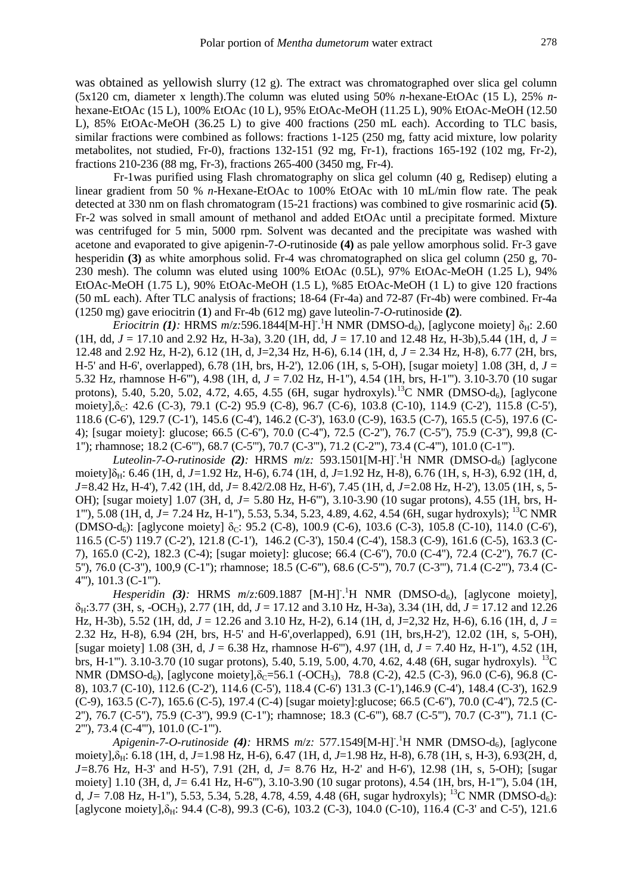was obtained as yellowish slurry (12 g). The extract was chromatographed over slica gel column (5x120 cm, diameter x length).The column was eluted using 50% *n*-hexane-EtOAc (15 L), 25% *n*-hexane-EtOAc (15 L), 100% EtOAc (10 L), 95% EtOAc-MeOH (11.25 L), 90% EtOAc-MeOH (12.50 L), 85% EtOAc-MeOH (36.25 L) to give 400 fractions (250 mL each). According to TLC basis, similar fractions were combined as follows: fractions 1-125 (250 mg, fatty acid mixture, low polarity metabolites, not studied, Fr-0), fractions 132-151 (92 mg, Fr-1), fractions 165-192 (102 mg, Fr-2), fractions 210-236 (88 mg, Fr-3), fractions 265-400 (3450 mg, Fr-4).

Fr-1was purified using Flash chromatography on slica gel column (40 g, Redisep) eluting a linear gradient from 50 % *n*-Hexane-EtOAc to 100% EtOAc with 10 mL/min flow rate. The peak detected at 330 nm on flash chromatogram (15-21 fractions) was combined to give rosmarinic acid **(5)**. Fr-2 was solved in small amount of methanol and added EtOAc until a precipitate formed. Mixture was centrifuged for 5 min, 5000 rpm. Solvent was decanted and the precipitate was washed with acetone and evaporated to give apigenin-7-*O*-rutinoside **(4)** as pale yellow amorphous solid. Fr-3 gave hesperidin **(3)** as white amorphous solid. Fr-4 was chromatographed on slica gel column (250 g, 70-230 mesh). The column was eluted using 100% EtOAc (0.5L), 97% EtOAc-MeOH (1.25 L), 94% EtOAc-MeOH (1.75 L), 90% EtOAc-MeOH (1.5 L), %85 EtOAc-MeOH (1 L) to give 120 fractions (50 mL each). After TLC analysis of fractions; 18-64 (Fr-4a) and 72-87 (Fr-4b) were combined. Fr-4a (1250 mg) gave eriocitrin (**1**) and Fr-4b (612 mg) gave luteolin-7-*O*-rutinoside **(2)**.

*Eriocitrin (1):* HRMS *m*/*z:*596.1844[M-H]$^-$.$^1$H NMR (DMSO-d$_6$), [aglycone moiety] $\delta_H$: 2.60 (1H, dd, *J* = 17.10 and 2.92 Hz, H-3a), 3.20 (1H, dd, *J* = 17.10 and 12.48 Hz, H-3b),5.44 (1H, d, *J* = 12.48 and 2.92 Hz, H-2), 6.12 (1H, d, J=2,34 Hz, H-6), 6.14 (1H, d, *J* = 2.34 Hz, H-8), 6.77 (2H, brs, H-5' and H-6', overlapped), 6.78 (1H, brs, H-2'), 12.06 (1H, s, 5-OH), [sugar moiety] 1.08 (3H, d, *J* = 5.32 Hz, rhamnose H-6'''), 4.98 (1H, d, *J* = 7.02 Hz, H-1''), 4.54 (1H, brs, H-1'''). 3.10-3.70 (10 sugar protons), 5.40, 5.20, 5.02, 4.72, 4.65, 4.55 (6H, sugar hydroxyls).$^{13}$C NMR (DMSO-d$_6$), [aglycone moiety],$\delta_C$: 42.6 (C-3), 79.1 (C-2) 95.9 (C-8), 96.7 (C-6), 103.8 (C-10), 114.9 (C-2'), 115.8 (C-5'), 118.6 (C-6'), 129.7 (C-1'), 145.6 (C-4'), 146.2 (C-3'), 163.0 (C-9), 163.5 (C-7), 165.5 (C-5), 197.6 (C-4); [sugar moiety]: glucose; 66.5 (C-6''), 70.0 (C-4''), 72.5 (C-2''), 76.7 (C-5''), 75.9 (C-3''), 99,8 (C-1''); rhamnose; 18.2 (C-6'''), 68.7 (C-5'''), 70.7 (C-3'''), 71.2 (C-2'''), 73.4 (C-4'''), 101.0 (C-1''').

*Luteolin-7-O-rutinoside (2):* HRMS *m*/*z*: 593.1501[M-H]$^-$.$^1$H NMR (DMSO-d$_6$) [aglycone moiety]$\delta_H$: 6.46 (1H, d, *J*=1.92 Hz, H-6), 6.74 (1H, d, *J*=1.92 Hz, H-8), 6.76 (1H, s, H-3), 6.92 (1H, d, *J*=8.42 Hz, H-4'), 7.42 (1H, dd, *J*= 8.42/2.08 Hz, H-6'), 7.45 (1H, d, *J*=2.08 Hz, H-2'), 13.05 (1H, s, 5-OH); [sugar moiety] 1.07 (3H, d, *J*= 5.80 Hz, H-6'''), 3.10-3.90 (10 sugar protons), 4.55 (1H, brs, H-1'''), 5.08 (1H, d, *J*= 7.24 Hz, H-1''), 5.53, 5.34, 5.23, 4.89, 4.62, 4.54 (6H, sugar hydroxyls); $^{13}$C NMR (DMSO-d$_6$): [aglycone moiety] $\delta_C$: 95.2 (C-8), 100.9 (C-6), 103.6 (C-3), 105.8 (C-10), 114.0 (C-6'), 116.5 (C-5') 119.7 (C-2'), 121.8 (C-1'), 146.2 (C-3'), 150.4 (C-4'), 158.3 (C-9), 161.6 (C-5), 163.3 (C-7), 165.0 (C-2), 182.3 (C-4); [sugar moiety]: glucose; 66.4 (C-6''), 70.0 (C-4''), 72.4 (C-2''), 76.7 (C-5''), 76.0 (C-3''), 100,9 (C-1''); rhamnose; 18.5 (C-6'''), 68.6 (C-5'''), 70.7 (C-3'''), 71.4 (C-2'''), 73.4 (C-4'''), 101.3 (C-1''').

*Hesperidin (3):* HRMS *m*/*z:*609.1887 [M-H]$^-$.$^1$H NMR (DMSO-d$_6$), [aglycone moiety], $\delta_H$:3.77 (3H, s, -OCH$_3$), 2.77 (1H, dd, *J* = 17.12 and 3.10 Hz, H-3a), 3.34 (1H, dd, *J* = 17.12 and 12.26 Hz, H-3b), 5.52 (1H, dd, *J* = 12.26 and 3.10 Hz, H-2), 6.14 (1H, d, J=2,32 Hz, H-6), 6.16 (1H, d, *J* = 2.32 Hz, H-8), 6.94 (2H, brs, H-5' and H-6',overlapped), 6.91 (1H, brs,H-2'), 12.02 (1H, s, 5-OH), [sugar moiety] 1.08 (3H, d, *J* = 6.38 Hz, rhamnose H-6'''), 4.97 (1H, d, *J* = 7.40 Hz, H-1''), 4.52 (1H, brs, H-1'''). 3.10-3.70 (10 sugar protons), 5.40, 5.19, 5.00, 4.70, 4.62, 4.48 (6H, sugar hydroxyls). $^{13}$C NMR (DMSO-d$_6$), [aglycone moiety],$\delta_C$=56.1 (-OCH$_3$), 78.8 (C-2), 42.5 (C-3), 96.0 (C-6), 96.8 (C-8), 103.7 (C-10), 112.6 (C-2'), 114.6 (C-5'), 118.4 (C-6') 131.3 (C-1'),146.9 (C-4'), 148.4 (C-3'), 162.9 (C-9), 163.5 (C-7), 165.6 (C-5), 197.4 (C-4) [sugar moiety]:glucose; 66.5 (C-6''), 70.0 (C-4''), 72.5 (C-2''), 76.7 (C-5''), 75.9 (C-3''), 99.9 (C-1''); rhamnose; 18.3 (C-6'''), 68.7 (C-5'''), 70.7 (C-3'''), 71.1 (C-2'''), 73.4 (C-4'''), 101.0 (C-1''').

*Apigenin-7-O-rutinoside (4):* HRMS *m*/*z:* 577.1549[M-H]$^-$.$^1$H NMR (DMSO-d$_6$), [aglycone moiety],$\delta_H$: 6.18 (1H, d, *J*=1.98 Hz, H-6), 6.47 (1H, d, *J*=1.98 Hz, H-8), 6.78 (1H, s, H-3), 6.93(2H, d, *J*=8.76 Hz, H-3' and H-5'), 7.91 (2H, d, *J*= 8.76 Hz, H-2' and H-6'), 12.98 (1H, s, 5-OH); [sugar moiety] 1.10 (3H, d, *J*= 6.41 Hz, H-6'''), 3.10-3.90 (10 sugar protons), 4.54 (1H, brs, H-1'''), 5.04 (1H, d, *J*= 7.08 Hz, H-1''), 5.53, 5.34, 5.28, 4.78, 4.59, 4.48 (6H, sugar hydroxyls); $^{13}$C NMR (DMSO-d$_6$): [aglycone moiety],$\delta_H$: 94.4 (C-8), 99.3 (C-6), 103.2 (C-3), 104.0 (C-10), 116.4 (C-3' and C-5'), 121.6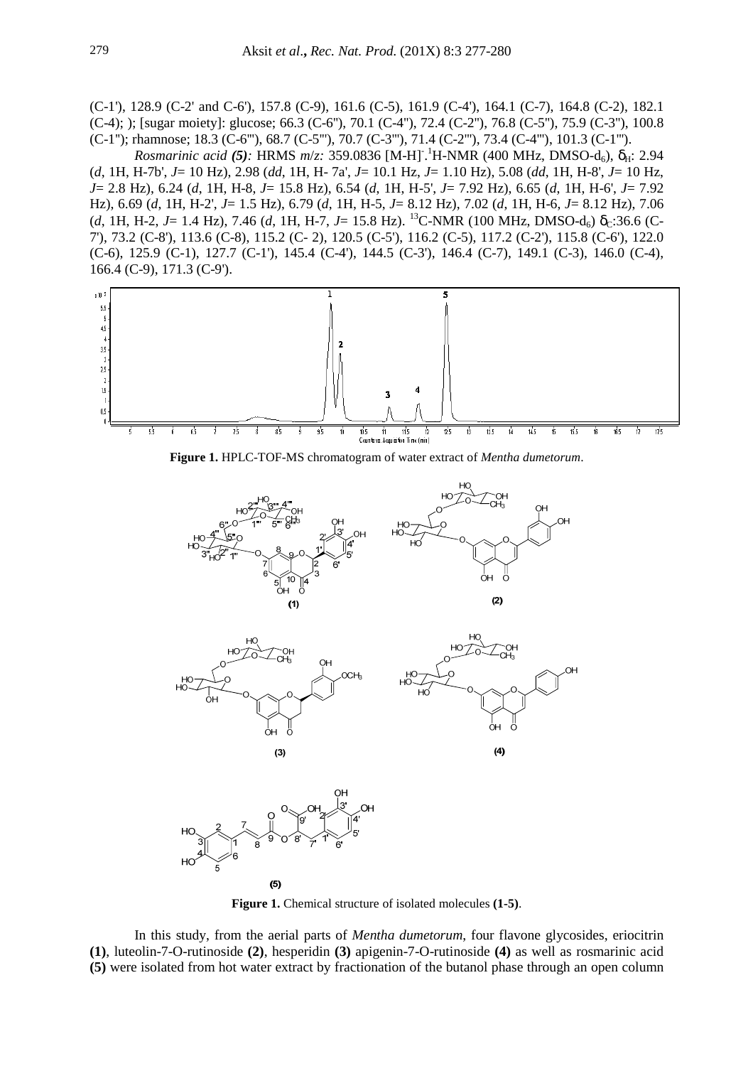(C-1'), 128.9 (C-2' and C-6'), 157.8 (C-9), 161.6 (C-5), 161.9 (C-4'), 164.1 (C-7), 164.8 (C-2), 182.1 (C-4); ); [sugar moiety]: glucose; 66.3 (C-6''), 70.1 (C-4''), 72.4 (C-2''), 76.8 (C-5''), 75.9 (C-3''), 100.8 (C-1''); rhamnose; 18.3 (C-6'''), 68.7 (C-5'''), 70.7 (C-3'''), 71.4 (C-2'''), 73.4 (C-4'''), 101.3 (C-1''').

*Rosmarinic acid **(5)**:* HRMS *m/z:* 359.0836 $[M-H]^-$. $^1$H-NMR (400 MHz, DMSO-$d_6$), $\delta_H$: 2.94 (*d*, 1H, H-7b', *J*= 10 Hz), 2.98 (*dd*, 1H, H- 7a', *J*= 10.1 Hz, *J*= 1.10 Hz), 5.08 (*dd*, 1H, H-8', *J*= 10 Hz, *J*= 2.8 Hz), 6.24 (*d*, 1H, H-8, *J*= 15.8 Hz), 6.54 (*d*, 1H, H-5', *J*= 7.92 Hz), 6.65 (*d*, 1H, H-6', *J*= 7.92 Hz), 6.69 (*d*, 1H, H-2', *J*= 1.5 Hz), 6.79 (*d*, 1H, H-5, *J*= 8.12 Hz), 7.02 (*d*, 1H, H-6, *J*= 8.12 Hz), 7.06 (*d*, 1H, H-2, *J*= 1.4 Hz), 7.46 (*d*, 1H, H-7, *J*= 15.8 Hz). $^{13}$C-NMR (100 MHz, DMSO-$d_6$) $\delta_C$:36.6 (C-7'), 73.2 (C-8'), 113.6 (C-8), 115.2 (C- 2), 120.5 (C-5'), 116.2 (C-5), 117.2 (C-2'), 115.8 (C-6'), 122.0 (C-6), 125.9 (C-1), 127.7 (C-1'), 145.4 (C-4'), 144.5 (C-3'), 146.4 (C-7), 149.1 (C-3), 146.0 (C-4), 166.4 (C-9), 171.3 (C-9').

**Figure 1.** HPLC-TOF-MS chromatogram of water extract of *Mentha dumetorum*.

**Figure 1.** Chemical structure of isolated molecules **(1-5)**.

In this study, from the aerial parts of *Mentha dumetorum*, four flavone glycosides, eriocitrin **(1)**, luteolin-7-O-rutinoside **(2)**, hesperidin **(3)** apigenin-7-O-rutinoside **(4)** as well as rosmarinic acid **(5)** were isolated from hot water extract by fractionation of the butanol phase through an open column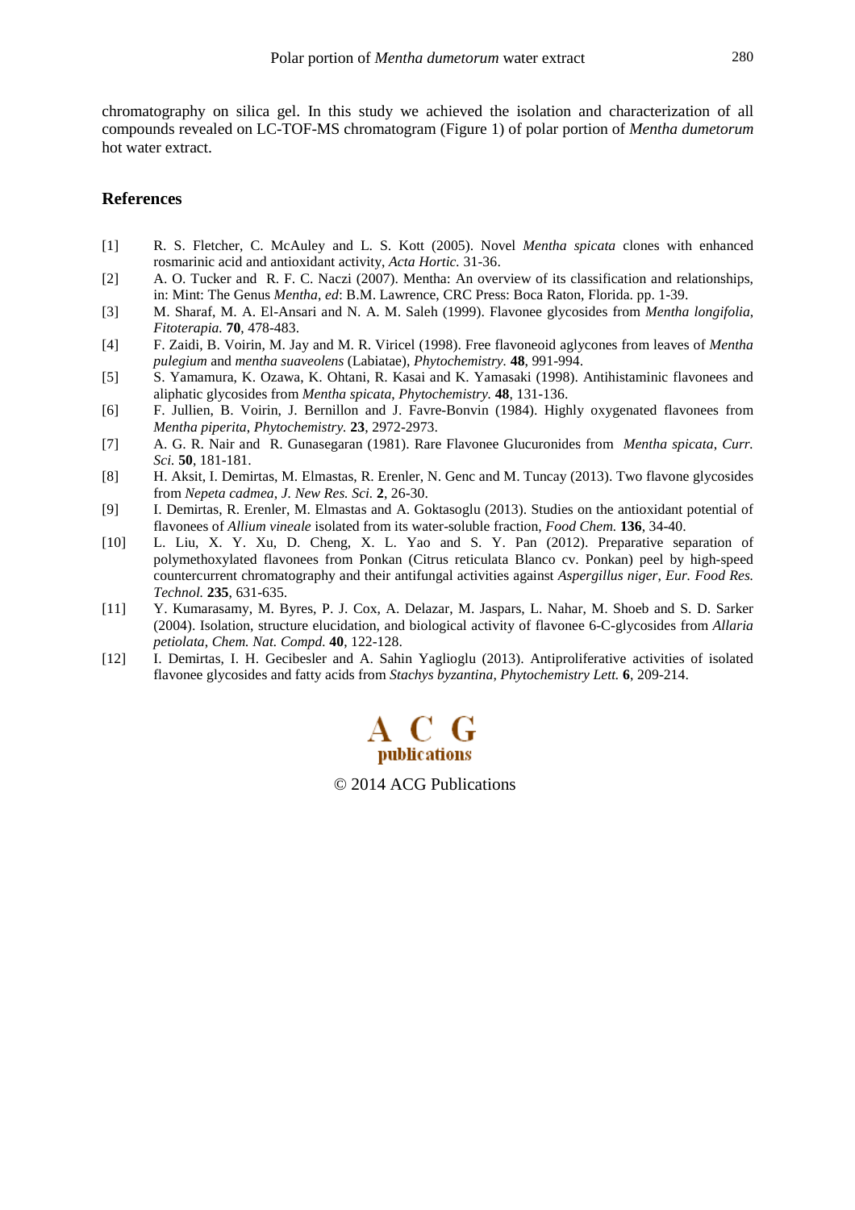chromatography on silica gel. In this study we achieved the isolation and characterization of all compounds revealed on LC-TOF-MS chromatogram (Figure 1) of polar portion of *Mentha dumetorum* hot water extract.

## References

[1] R. S. Fletcher, C. McAuley and L. S. Kott (2005). Novel *Mentha spicata* clones with enhanced rosmarinic acid and antioxidant activity, *Acta Hortic.* 31-36.

[2] A. O. Tucker and R. F. C. Naczi (2007). Mentha: An overview of its classification and relationships, in: Mint: The Genus *Mentha*, *ed*: B.M. Lawrence, CRC Press: Boca Raton, Florida. pp. 1-39.

[3] M. Sharaf, M. A. El-Ansari and N. A. M. Saleh (1999). Flavonee glycosides from *Mentha longifolia*, *Fitoterapia.* **70**, 478-483.

[4] F. Zaidi, B. Voirin, M. Jay and M. R. Viricel (1998). Free flavoneoid aglycones from leaves of *Mentha pulegium* and *mentha suaveolens* (Labiatae), *Phytochemistry.* **48**, 991-994.

[5] S. Yamamura, K. Ozawa, K. Ohtani, R. Kasai and K. Yamasaki (1998). Antihistaminic flavonees and aliphatic glycosides from *Mentha spicata*, *Phytochemistry.* **48**, 131-136.

[6] F. Jullien, B. Voirin, J. Bernillon and J. Favre-Bonvin (1984). Highly oxygenated flavonees from *Mentha piperita*, *Phytochemistry.* **23**, 2972-2973.

[7] A. G. R. Nair and R. Gunasegaran (1981). Rare Flavonee Glucuronides from *Mentha spicata*, *Curr. Sci.* **50**, 181-181.

[8] H. Aksit, I. Demirtas, M. Elmastas, R. Erenler, N. Genc and M. Tuncay (2013). Two flavone glycosides from *Nepeta cadmea*, *J. New Res. Sci.* **2**, 26-30.

[9] I. Demirtas, R. Erenler, M. Elmastas and A. Goktasoglu (2013). Studies on the antioxidant potential of flavonees of *Allium vineale* isolated from its water-soluble fraction, *Food Chem.* **136**, 34-40.

[10] L. Liu, X. Y. Xu, D. Cheng, X. L. Yao and S. Y. Pan (2012). Preparative separation of polymethoxylated flavonees from Ponkan (Citrus reticulata Blanco cv. Ponkan) peel by high-speed countercurrent chromatography and their antifungal activities against *Aspergillus niger*, *Eur. Food Res. Technol.* **235**, 631-635.

[11] Y. Kumarasamy, M. Byres, P. J. Cox, A. Delazar, M. Jaspars, L. Nahar, M. Shoeb and S. D. Sarker (2004). Isolation, structure elucidation, and biological activity of flavonee 6-C-glycosides from *Allaria petiolata*, *Chem. Nat. Compd.* **40**, 122-128.

[12] I. Demirtas, I. H. Gecibesler and A. Sahin Yaglioglu (2013). Antiproliferative activities of isolated flavonee glycosides and fatty acids from *Stachys byzantina*, *Phytochemistry Lett.* **6**, 209-214.

A C G
publications

© 2014 ACG Publications